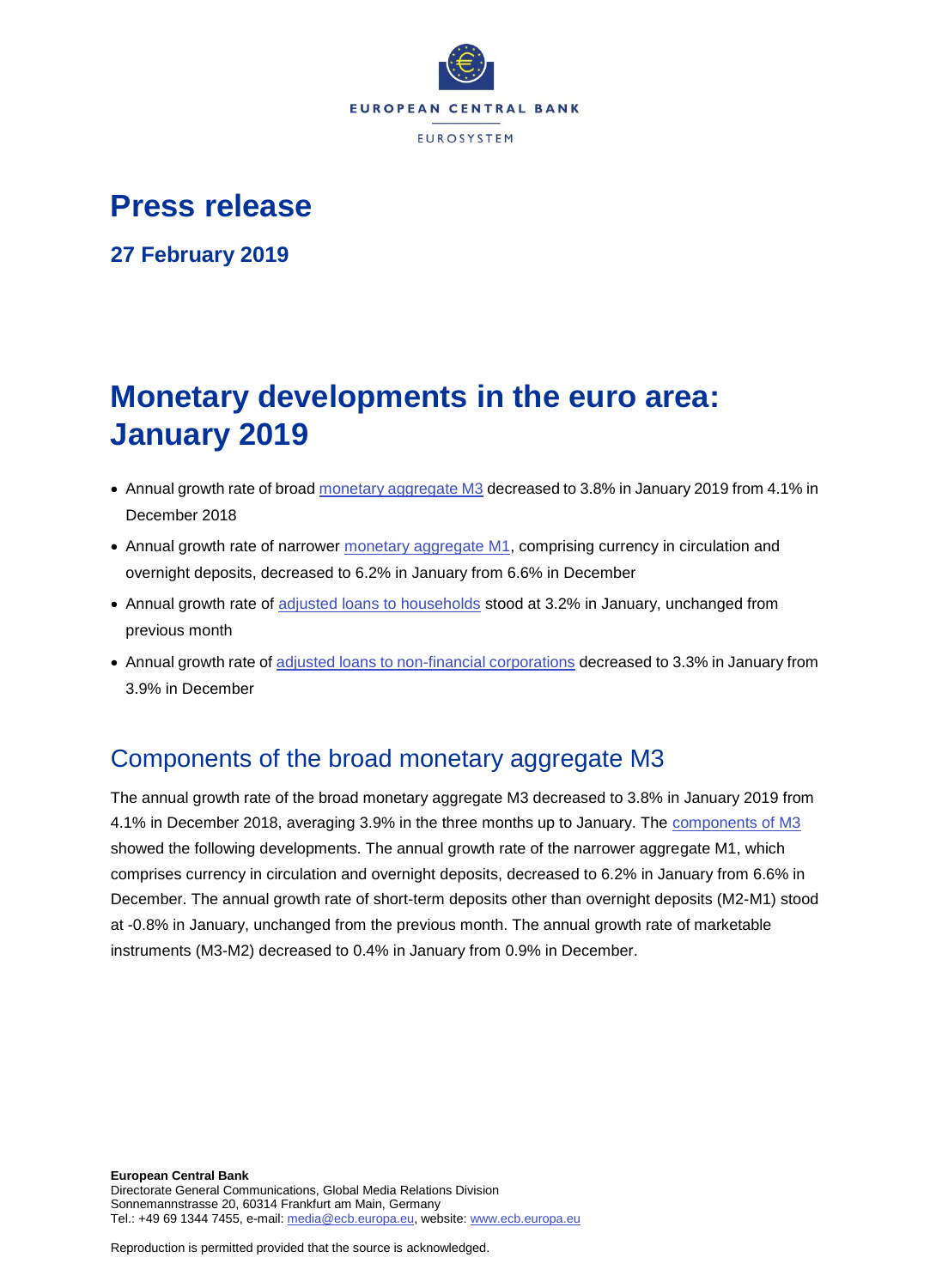EUROPEAN CENTRAL BANK

EUROSYSTEM

# Press release

**27 February 2019**

# Monetary developments in the euro area: January 2019

- Annual growth rate of broad monetary aggregate M3 decreased to 3.8% in January 2019 from 4.1% in December 2018
- Annual growth rate of narrower monetary aggregate M1, comprising currency in circulation and overnight deposits, decreased to 6.2% in January from 6.6% in December
- Annual growth rate of adjusted loans to households stood at 3.2% in January, unchanged from previous month
- Annual growth rate of adjusted loans to non-financial corporations decreased to 3.3% in January from 3.9% in December

## Components of the broad monetary aggregate M3

The annual growth rate of the broad monetary aggregate M3 decreased to 3.8% in January 2019 from 4.1% in December 2018, averaging 3.9% in the three months up to January. The components of M3 showed the following developments. The annual growth rate of the narrower aggregate M1, which comprises currency in circulation and overnight deposits, decreased to 6.2% in January from 6.6% in December. The annual growth rate of short-term deposits other than overnight deposits (M2-M1) stood at -0.8% in January, unchanged from the previous month. The annual growth rate of marketable instruments (M3-M2) decreased to 0.4% in January from 0.9% in December.

**European Central Bank**
Directorate General Communications, Global Media Relations Division
Sonnemannstrasse 20, 60314 Frankfurt am Main, Germany
Tel.: +49 69 1344 7455, e-mail: media@ecb.europa.eu, website: www.ecb.europa.eu

Reproduction is permitted provided that the source is acknowledged.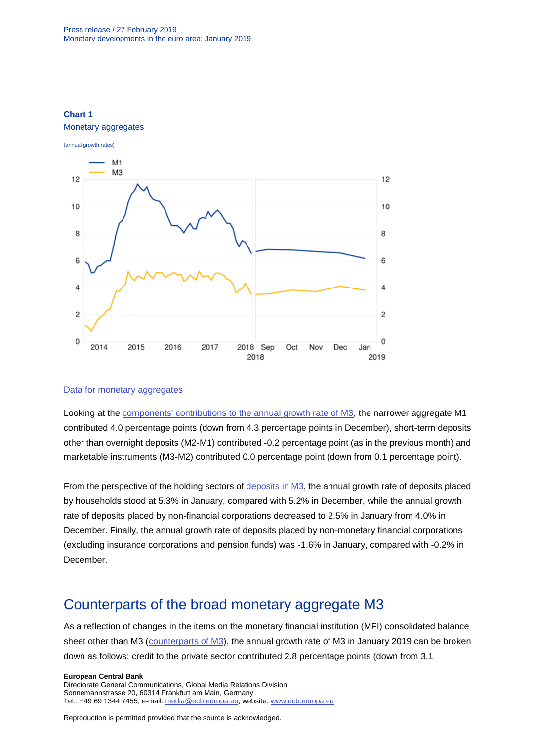**Chart 1**

Monetary aggregates

(annual growth rates)

[Data for monetary aggregates](#)

Looking at the [components' contributions to the annual growth rate of M3](#), the narrower aggregate M1 contributed 4.0 percentage points (down from 4.3 percentage points in December), short-term deposits other than overnight deposits (M2-M1) contributed -0.2 percentage point (as in the previous month) and marketable instruments (M3-M2) contributed 0.0 percentage point (down from 0.1 percentage point).

From the perspective of the holding sectors of [deposits in M3](#), the annual growth rate of deposits placed by households stood at 5.3% in January, compared with 5.2% in December, while the annual growth rate of deposits placed by non-financial corporations decreased to 2.5% in January from 4.0% in December. Finally, the annual growth rate of deposits placed by non-monetary financial corporations (excluding insurance corporations and pension funds) was -1.6% in January, compared with -0.2% in December.

## Counterparts of the broad monetary aggregate M3

As a reflection of changes in the items on the monetary financial institution (MFI) consolidated balance sheet other than M3 ([counterparts of M3](#)), the annual growth rate of M3 in January 2019 can be broken down as follows: credit to the private sector contributed 2.8 percentage points (down from 3.1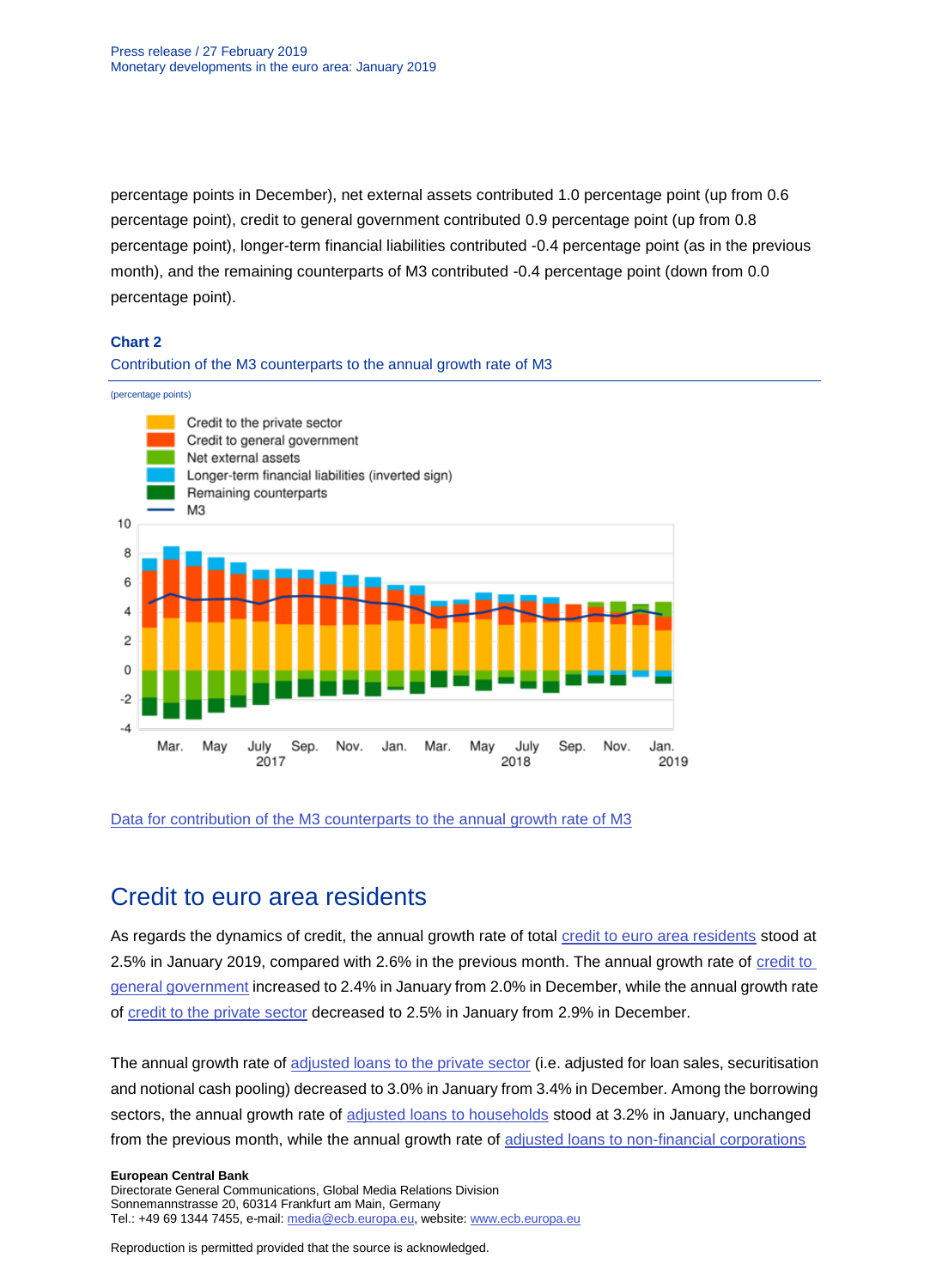percentage points in December), net external assets contributed 1.0 percentage point (up from 0.6 percentage point), credit to general government contributed 0.9 percentage point (up from 0.8 percentage point), longer-term financial liabilities contributed -0.4 percentage point (as in the previous month), and the remaining counterparts of M3 contributed -0.4 percentage point (down from 0.0 percentage point).

**Chart 2**

Contribution of the M3 counterparts to the annual growth rate of M3

(percentage points)

Data for contribution of the M3 counterparts to the annual growth rate of M3

## Credit to euro area residents

As regards the dynamics of credit, the annual growth rate of total credit to euro area residents stood at 2.5% in January 2019, compared with 2.6% in the previous month. The annual growth rate of credit to general government increased to 2.4% in January from 2.0% in December, while the annual growth rate of credit to the private sector decreased to 2.5% in January from 2.9% in December.

The annual growth rate of adjusted loans to the private sector (i.e. adjusted for loan sales, securitisation and notional cash pooling) decreased to 3.0% in January from 3.4% in December. Among the borrowing sectors, the annual growth rate of adjusted loans to households stood at 3.2% in January, unchanged from the previous month, while the annual growth rate of adjusted loans to non-financial corporations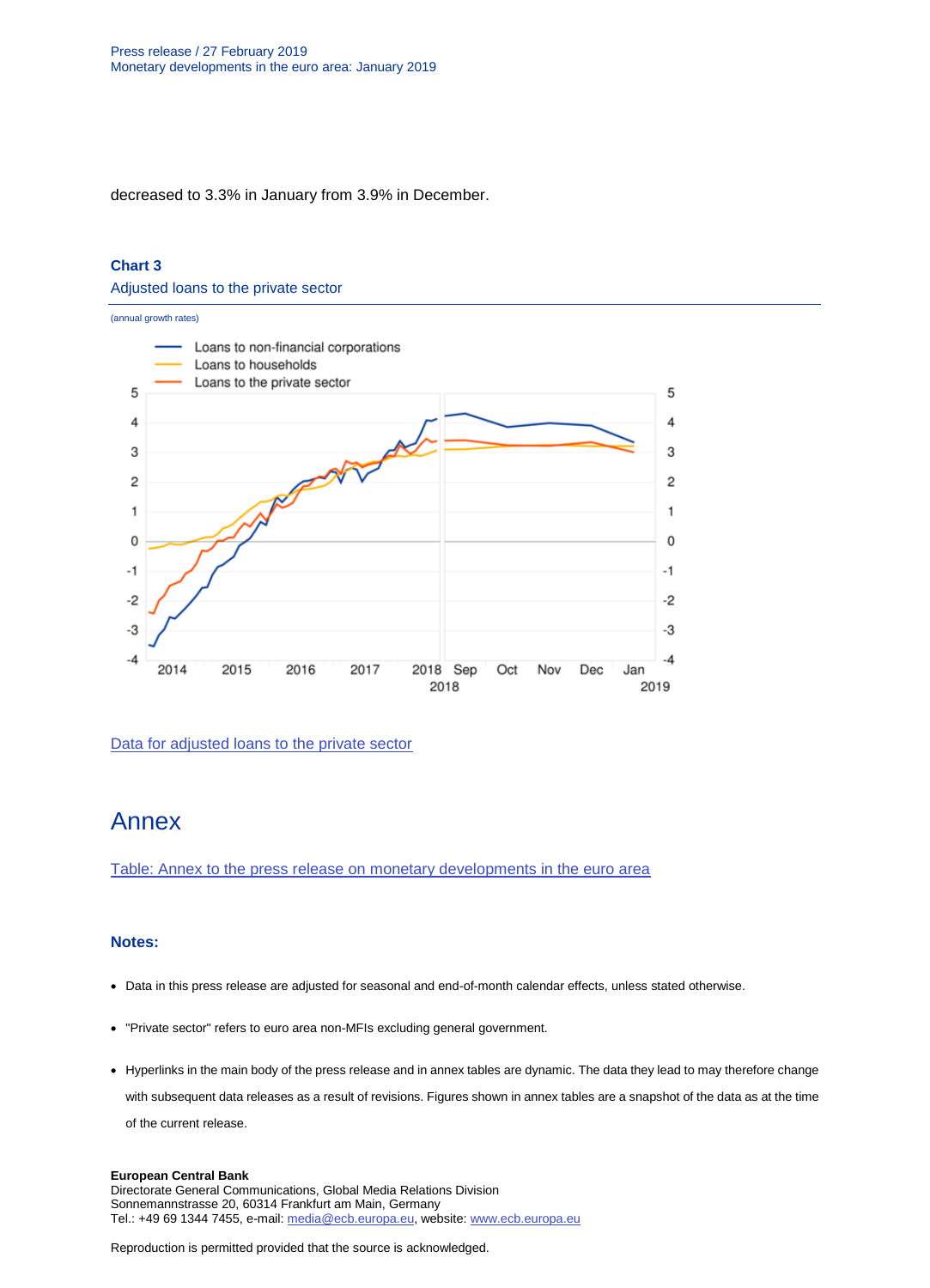decreased to 3.3% in January from 3.9% in December.

**Chart 3**

Adjusted loans to the private sector

(annual growth rates)

Loans to non-financial corporations
Loans to households
Loans to the private sector

5
4
3
2
1
0
-1
-2
-3
-4

2014 2015 2016 2017 2018 Sep Oct Nov Dec Jan
2018 2019

Data for adjusted loans to the private sector

# Annex

Table: Annex to the press release on monetary developments in the euro area

### Notes:

- Data in this press release are adjusted for seasonal and end-of-month calendar effects, unless stated otherwise.
- "Private sector" refers to euro area non-MFIs excluding general government.
- Hyperlinks in the main body of the press release and in annex tables are dynamic. The data they lead to may therefore change with subsequent data releases as a result of revisions. Figures shown in annex tables are a snapshot of the data as at the time of the current release.

**European Central Bank**
Directorate General Communications, Global Media Relations Division
Sonnemannstrasse 20, 60314 Frankfurt am Main, Germany
Tel.: +49 69 1344 7455, e-mail: media@ecb.europa.eu, website: www.ecb.europa.eu

Reproduction is permitted provided that the source is acknowledged.